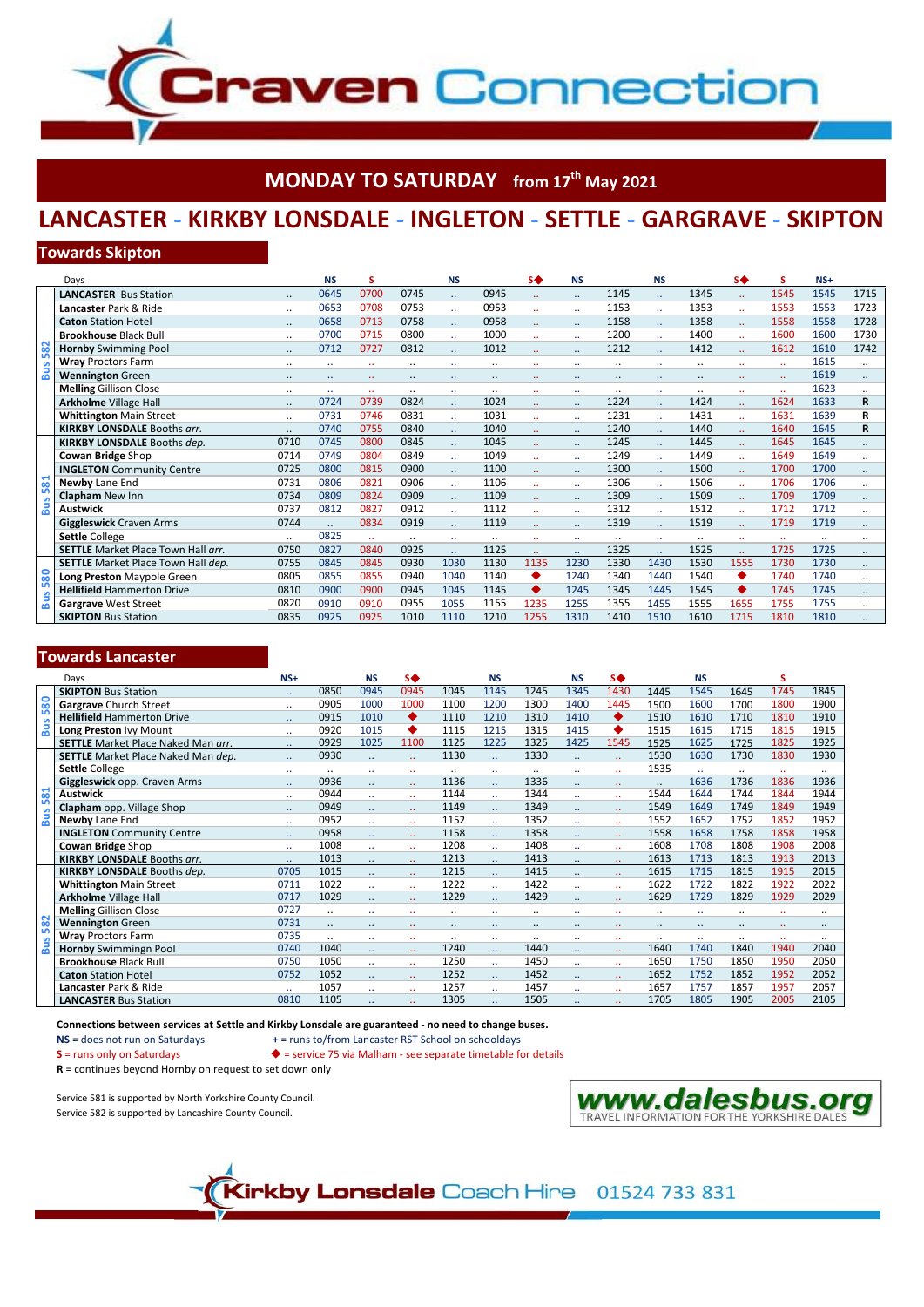# Craven Connection

## MONDAY TO SATURDAY from 17th May 2021

# LANCASTER - KIRKBY LONSDALE - INGLETON - SETTLE - GARGRAVE - SKIPTON

## Towards Skipton

| Bus | Days | | NS | S | | NS | | S◆ | NS | | NS | | S◆ | S | NS+ | |
|---|---|---|---|---|---|---|---|---|---|---|---|---|---|---|---|---|
| Bus 582 | **LANCASTER** Bus Station | .. | 0645 | 0700 | 0745 | .. | 0945 | .. | .. | 1145 | .. | 1345 | .. | 1545 | 1545 | 1715 |
| Bus 582 | **Lancaster** Park & Ride | .. | 0653 | 0708 | 0753 | .. | 0953 | .. | .. | 1153 | .. | 1353 | .. | 1553 | 1553 | 1723 |
| Bus 582 | **Caton** Station Hotel | .. | 0658 | 0713 | 0758 | .. | 0958 | .. | .. | 1158 | .. | 1358 | .. | 1558 | 1558 | 1728 |
| Bus 582 | **Brookhouse** Black Bull | .. | 0700 | 0715 | 0800 | .. | 1000 | .. | .. | 1200 | .. | 1400 | .. | 1600 | 1600 | 1730 |
| Bus 582 | **Hornby** Swimming Pool | .. | 0712 | 0727 | 0812 | .. | 1012 | .. | .. | 1212 | .. | 1412 | .. | 1612 | 1610 | 1742 |
| Bus 582 | **Wray** Proctors Farm | .. | .. | .. | .. | .. | .. | .. | .. | .. | .. | .. | .. | .. | 1615 | .. |
| Bus 582 | **Wennington** Green | .. | .. | .. | .. | .. | .. | .. | .. | .. | .. | .. | .. | .. | 1619 | .. |
| Bus 582 | **Melling** Gillison Close | .. | .. | .. | .. | .. | .. | .. | .. | .. | .. | .. | .. | .. | 1623 | .. |
| Bus 582 | **Arkholme** Village Hall | .. | 0724 | 0739 | 0824 | .. | 1024 | .. | .. | 1224 | .. | 1424 | .. | 1624 | 1633 | R |
| Bus 582 | **Whittington** Main Street | .. | 0731 | 0746 | 0831 | .. | 1031 | .. | .. | 1231 | .. | 1431 | .. | 1631 | 1639 | R |
| Bus 582 | **KIRKBY LONSDALE** Booths *arr.* | .. | 0740 | 0755 | 0840 | .. | 1040 | .. | .. | 1240 | .. | 1440 | .. | 1640 | 1645 | R |
| Bus 581 | **KIRKBY LONSDALE** Booths *dep.* | 0710 | 0745 | 0800 | 0845 | .. | 1045 | .. | .. | 1245 | .. | 1445 | .. | 1645 | 1645 | .. |
| Bus 581 | **Cowan Bridge** Shop | 0714 | 0749 | 0804 | 0849 | .. | 1049 | .. | .. | 1249 | .. | 1449 | .. | 1649 | 1649 | .. |
| Bus 581 | **INGLETON** Community Centre | 0725 | 0800 | 0815 | 0900 | .. | 1100 | .. | .. | 1300 | .. | 1500 | .. | 1700 | 1700 | .. |
| Bus 581 | **Newby** Lane End | 0731 | 0806 | 0821 | 0906 | .. | 1106 | .. | .. | 1306 | .. | 1506 | .. | 1706 | 1706 | .. |
| Bus 581 | **Clapham** New Inn | 0734 | 0809 | 0824 | 0909 | .. | 1109 | .. | .. | 1309 | .. | 1509 | .. | 1709 | 1709 | .. |
| Bus 581 | **Austwick** | 0737 | 0812 | 0827 | 0912 | .. | 1112 | .. | .. | 1312 | .. | 1512 | .. | 1712 | 1712 | .. |
| Bus 581 | **Giggleswick** Craven Arms | 0744 | .. | 0834 | 0919 | .. | 1119 | .. | .. | 1319 | .. | 1519 | .. | 1719 | 1719 | .. |
| Bus 581 | **Settle** College | .. | 0825 | .. | .. | .. | .. | .. | .. | .. | .. | .. | .. | .. | .. | .. |
| Bus 581 | **SETTLE** Market Place Town Hall *arr.* | 0750 | 0827 | 0840 | 0925 | .. | 1125 | .. | .. | 1325 | .. | 1525 | .. | 1725 | 1725 | .. |
| Bus 580 | **SETTLE** Market Place Town Hall *dep.* | 0755 | 0845 | 0845 | 0930 | 1030 | 1130 | 1135 | 1230 | 1330 | 1430 | 1530 | 1555 | 1730 | 1730 | .. |
| Bus 580 | **Long Preston** Maypole Green | 0805 | 0855 | 0855 | 0940 | 1040 | 1140 | ◆ | 1240 | 1340 | 1440 | 1540 | ◆ | 1740 | 1740 | .. |
| Bus 580 | **Hellifield** Hammerton Drive | 0810 | 0900 | 0900 | 0945 | 1045 | 1145 | ◆ | 1245 | 1345 | 1445 | 1545 | ◆ | 1745 | 1745 | .. |
| Bus 580 | **Gargrave** West Street | 0820 | 0910 | 0910 | 0955 | 1055 | 1155 | 1235 | 1255 | 1355 | 1455 | 1555 | 1655 | 1755 | 1755 | .. |
| Bus 580 | **SKIPTON** Bus Station | 0835 | 0925 | 0925 | 1010 | 1110 | 1210 | 1255 | 1310 | 1410 | 1510 | 1610 | 1715 | 1810 | 1810 | .. |

## Towards Lancaster

| Bus | Days | NS+ | | NS | S◆ | | NS | | NS | S◆ | | NS | | S | |
|---|---|---|---|---|---|---|---|---|---|---|---|---|---|---|---|
| Bus 580 | **SKIPTON** Bus Station | .. | 0850 | 0945 | 0945 | 1045 | 1145 | 1245 | 1345 | 1430 | 1445 | 1545 | 1645 | 1745 | 1845 |
| Bus 580 | **Gargrave** Church Street | .. | 0905 | 1000 | 1000 | 1100 | 1200 | 1300 | 1400 | 1445 | 1500 | 1600 | 1700 | 1800 | 1900 |
| Bus 580 | **Hellifield** Hammerton Drive | .. | 0915 | 1010 | ◆ | 1110 | 1210 | 1310 | 1410 | ◆ | 1510 | 1610 | 1710 | 1810 | 1910 |
| Bus 580 | **Long Preston** Ivy Mount | .. | 0920 | 1015 | ◆ | 1115 | 1215 | 1315 | 1415 | ◆ | 1515 | 1615 | 1715 | 1815 | 1915 |
| Bus 580 | **SETTLE** Market Place Naked Man *arr.* | .. | 0929 | 1025 | 1100 | 1125 | 1225 | 1325 | 1425 | 1545 | 1525 | 1625 | 1725 | 1825 | 1925 |
| Bus 581 | **SETTLE** Market Place Naked Man *dep.* | .. | 0930 | .. | .. | 1130 | .. | 1330 | .. | .. | 1530 | 1630 | 1730 | 1830 | 1930 |
| Bus 581 | **Settle** College | .. | .. | .. | .. | .. | .. | .. | .. | .. | 1535 | .. | .. | .. | .. |
| Bus 581 | **Giggleswick** opp. Craven Arms | .. | 0936 | .. | .. | 1136 | .. | 1336 | .. | .. | .. | 1636 | 1736 | 1836 | 1936 |
| Bus 581 | **Austwick** | .. | 0944 | .. | .. | 1144 | .. | 1344 | .. | .. | 1544 | 1644 | 1744 | 1844 | 1944 |
| Bus 581 | **Clapham** opp. Village Shop | .. | 0949 | .. | .. | 1149 | .. | 1349 | .. | .. | 1549 | 1649 | 1749 | 1849 | 1949 |
| Bus 581 | **Newby** Lane End | .. | 0952 | .. | .. | 1152 | .. | 1352 | .. | .. | 1552 | 1652 | 1752 | 1852 | 1952 |
| Bus 581 | **INGLETON** Community Centre | .. | 0958 | .. | .. | 1158 | .. | 1358 | .. | .. | 1558 | 1658 | 1758 | 1858 | 1958 |
| Bus 581 | **Cowan Bridge** Shop | .. | 1008 | .. | .. | 1208 | .. | 1408 | .. | .. | 1608 | 1708 | 1808 | 1908 | 2008 |
| Bus 581 | **KIRKBY LONSDALE** Booths *arr.* | .. | 1013 | .. | .. | 1213 | .. | 1413 | .. | .. | 1613 | 1713 | 1813 | 1913 | 2013 |
| Bus 582 | **KIRKBY LONSDALE** Booths *dep.* | 0705 | 1015 | .. | .. | 1215 | .. | 1415 | .. | .. | 1615 | 1715 | 1815 | 1915 | 2015 |
| Bus 582 | **Whittington** Main Street | 0711 | 1022 | .. | .. | 1222 | .. | 1422 | .. | .. | 1622 | 1722 | 1822 | 1922 | 2022 |
| Bus 582 | **Arkholme** Village Hall | 0717 | 1029 | .. | .. | 1229 | .. | 1429 | .. | .. | 1629 | 1729 | 1829 | 1929 | 2029 |
| Bus 582 | **Melling** Gillison Close | 0727 | .. | .. | .. | .. | .. | .. | .. | .. | .. | .. | .. | .. | .. |
| Bus 582 | **Wennington** Green | 0731 | .. | .. | .. | .. | .. | .. | .. | .. | .. | .. | .. | .. | .. |
| Bus 582 | **Wray** Proctors Farm | 0735 | .. | .. | .. | .. | .. | .. | .. | .. | .. | .. | .. | .. | .. |
| Bus 582 | **Hornby** Swimmingn Pool | 0740 | 1040 | .. | .. | 1240 | .. | 1440 | .. | .. | 1640 | 1740 | 1840 | 1940 | 2040 |
| Bus 582 | **Brookhouse** Black Bull | 0750 | 1050 | .. | .. | 1250 | .. | 1450 | .. | .. | 1650 | 1750 | 1850 | 1950 | 2050 |
| Bus 582 | **Caton** Station Hotel | 0752 | 1052 | .. | .. | 1252 | .. | 1452 | .. | .. | 1652 | 1752 | 1852 | 1952 | 2052 |
| Bus 582 | **Lancaster** Park & Ride | .. | 1057 | .. | .. | 1257 | .. | 1457 | .. | .. | 1657 | 1757 | 1857 | 1957 | 2057 |
| Bus 582 | **LANCASTER** Bus Station | 0810 | 1105 | .. | .. | 1305 | .. | 1505 | .. | .. | 1705 | 1805 | 1905 | 2005 | 2105 |

**Connections between services at Settle and Kirkby Lonsdale are guaranteed - no need to change buses.**

**NS** = does not run on Saturdays
**+** = runs to/from Lancaster RST School on schooldays
**S** = runs only on Saturdays
◆ = service 75 via Malham - see separate timetable for details
**R** = continues beyond Hornby on request to set down only

Service 581 is supported by North Yorkshire County Council.
Service 582 is supported by Lancashire County Council.

**www.dalesbus.org**
TRAVEL INFORMATION FOR THE YORKSHIRE DALES

Kirkby Lonsdale Coach Hire 01524 733 831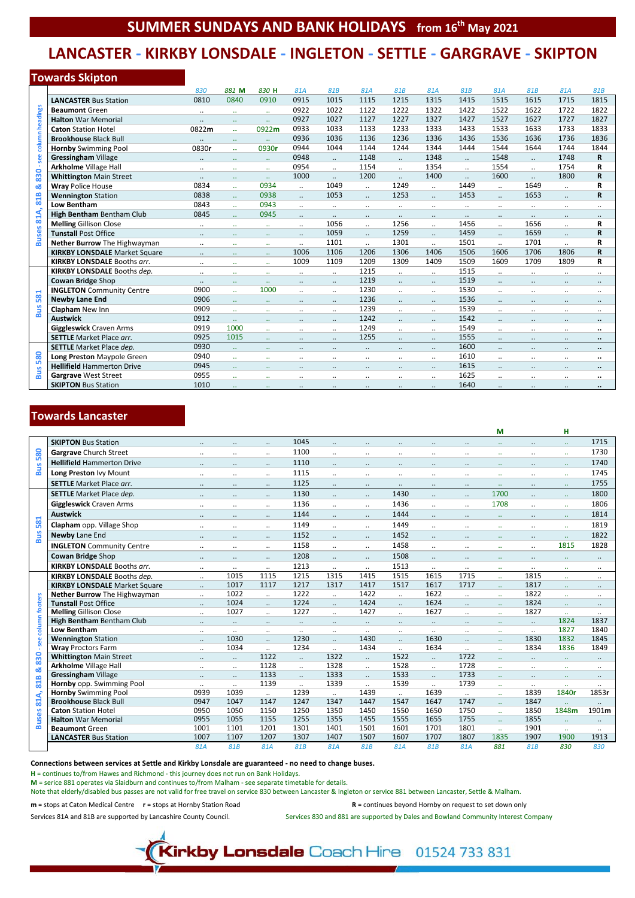# SUMMER SUNDAYS AND BANK HOLIDAYS from 16th May 2021

## LANCASTER - KIRKBY LONSDALE - INGLETON - SETTLE - GARGRAVE - SKIPTON

### Towards Skipton

| | | 830 | 881 M | 830 H | 81A | 81B | 81A | 81B | 81A | 81B | 81A | 81B | 81A | 81B |
|---|---|---|---|---|---|---|---|---|---|---|---|---|---|---|
| Buses 81A, 81B & 830 - see column headings | **LANCASTER** Bus Station | 0810 | 0840 | 0910 | 0915 | 1015 | 1115 | 1215 | 1315 | 1415 | 1515 | 1615 | 1715 | 1815 |
| | **Beaumont** Green | .. | .. | .. | 0922 | 1022 | 1122 | 1222 | 1322 | 1422 | 1522 | 1622 | 1722 | 1822 |
| | **Halton** War Memorial | .. | .. | .. | 0927 | 1027 | 1127 | 1227 | 1327 | 1427 | 1527 | 1627 | 1727 | 1827 |
| | **Caton** Station Hotel | 0822m | .. | 0922m | 0933 | 1033 | 1133 | 1233 | 1333 | 1433 | 1533 | 1633 | 1733 | 1833 |
| | **Brookhouse** Black Bull | .. | .. | .. | 0936 | 1036 | 1136 | 1236 | 1336 | 1436 | 1536 | 1636 | 1736 | 1836 |
| | **Hornby** Swimming Pool | 0830r | .. | 0930r | 0944 | 1044 | 1144 | 1244 | 1344 | 1444 | 1544 | 1644 | 1744 | 1844 |
| | **Gressingham** Village | .. | .. | .. | 0948 | .. | 1148 | .. | 1348 | .. | 1548 | .. | 1748 | R |
| | **Arkholme** Village Hall | .. | .. | .. | 0954 | .. | 1154 | .. | 1354 | .. | 1554 | .. | 1754 | R |
| | **Whittington** Main Street | .. | .. | .. | 1000 | .. | 1200 | .. | 1400 | .. | 1600 | .. | 1800 | R |
| | **Wray** Police House | 0834 | .. | 0934 | .. | 1049 | .. | 1249 | .. | 1449 | .. | 1649 | .. | R |
| | **Wennington** Station | 0838 | .. | 0938 | .. | 1053 | .. | 1253 | .. | 1453 | .. | 1653 | .. | R |
| | **Low Bentham** | 0843 | .. | 0943 | .. | .. | .. | .. | .. | .. | .. | .. | .. | .. |
| | **High Bentham** Bentham Club | 0845 | .. | 0945 | .. | .. | .. | .. | .. | .. | .. | .. | .. | .. |
| | **Melling** Gillison Close | .. | .. | .. | .. | 1056 | .. | 1256 | .. | 1456 | .. | 1656 | .. | R |
| | **Tunstall** Post Office | .. | .. | .. | .. | 1059 | .. | 1259 | .. | 1459 | .. | 1659 | .. | R |
| | **Nether Burrow** The Highwayman | .. | .. | .. | .. | 1101 | .. | 1301 | .. | 1501 | .. | 1701 | .. | R |
| | **KIRKBY LONSDALE** Market Square | .. | .. | .. | 1006 | 1106 | 1206 | 1306 | 1406 | 1506 | 1606 | 1706 | 1806 | R |
| | **KIRKBY LONSDALE** Booths *arr.* | .. | .. | .. | 1009 | 1109 | 1209 | 1309 | 1409 | 1509 | 1609 | 1709 | 1809 | R |
| Bus 581 | **KIRKBY LONSDALE** Booths *dep.* | .. | .. | .. | .. | .. | 1215 | .. | .. | 1515 | .. | .. | .. | .. |
| | **Cowan Bridge** Shop | .. | .. | .. | .. | .. | 1219 | .. | .. | 1519 | .. | .. | .. | .. |
| | **INGLETON** Community Centre | 0900 | .. | 1000 | .. | .. | 1230 | .. | .. | 1530 | .. | .. | .. | .. |
| | **Newby Lane End** | 0906 | .. | .. | .. | .. | 1236 | .. | .. | 1536 | .. | .. | .. | .. |
| | **Clapham** New Inn | 0909 | .. | .. | .. | .. | 1239 | .. | .. | 1539 | .. | .. | .. | .. |
| | **Austwick** | 0912 | .. | .. | .. | .. | 1242 | .. | .. | 1542 | .. | .. | .. | .. |
| | **Giggleswick** Craven Arms | 0919 | 1000 | .. | .. | .. | 1249 | .. | .. | 1549 | .. | .. | .. | .. |
| | **SETTLE** Market Place *arr.* | 0925 | 1015 | .. | .. | .. | 1255 | .. | .. | 1555 | .. | .. | .. | .. |
| Bus 580 | **SETTLE** Market Place *dep.* | 0930 | .. | .. | .. | .. | .. | .. | .. | 1600 | .. | .. | .. | .. |
| | **Long Preston** Maypole Green | 0940 | .. | .. | .. | .. | .. | .. | .. | 1610 | .. | .. | .. | .. |
| | **Hellifield** Hammerton Drive | 0945 | .. | .. | .. | .. | .. | .. | .. | 1615 | .. | .. | .. | .. |
| | **Gargrave** West Street | 0955 | .. | .. | .. | .. | .. | .. | .. | 1625 | .. | .. | .. | .. |
| | **SKIPTON** Bus Station | 1010 | .. | .. | .. | .. | .. | .. | .. | 1640 | .. | .. | .. | .. |

### Towards Lancaster

| | | 81A | 81B | 81A | 81B | 81A | 81B | 81A | 81B | 81A | 881 M | 81B | 830 H | 830 |
|---|---|---|---|---|---|---|---|---|---|---|---|---|---|---|
| Bus 580 | **SKIPTON** Bus Station | .. | .. | .. | 1045 | .. | .. | .. | .. | .. | .. | .. | .. | 1715 |
| | **Gargrave** Church Street | .. | .. | .. | 1100 | .. | .. | .. | .. | .. | .. | .. | .. | 1730 |
| | **Hellifield** Hammerton Drive | .. | .. | .. | 1110 | .. | .. | .. | .. | .. | .. | .. | .. | 1740 |
| | **Long Preston** Ivy Mount | .. | .. | .. | 1115 | .. | .. | .. | .. | .. | .. | .. | .. | 1745 |
| | **SETTLE** Market Place *arr.* | .. | .. | .. | 1125 | .. | .. | .. | .. | .. | .. | .. | .. | 1755 |
| Bus 581 | **SETTLE** Market Place *dep.* | .. | .. | .. | 1130 | .. | .. | 1430 | .. | .. | 1700 | .. | .. | 1800 |
| | **Giggleswick** Craven Arms | .. | .. | .. | 1136 | .. | .. | 1436 | .. | .. | 1708 | .. | .. | 1806 |
| | **Austwick** | .. | .. | .. | 1144 | .. | .. | 1444 | .. | .. | .. | .. | .. | 1814 |
| | **Clapham** opp. Village Shop | .. | .. | .. | 1149 | .. | .. | 1449 | .. | .. | .. | .. | .. | 1819 |
| | **Newby** Lane End | .. | .. | .. | 1152 | .. | .. | 1452 | .. | .. | .. | .. | .. | 1822 |
| | **INGLETON** Community Centre | .. | .. | .. | 1158 | .. | .. | 1458 | .. | .. | .. | .. | 1815 | 1828 |
| | **Cowan Bridge** Shop | .. | .. | .. | 1208 | .. | .. | 1508 | .. | .. | .. | .. | .. | .. |
| | **KIRKBY LONSDALE** Booths *arr.* | .. | .. | .. | 1213 | .. | .. | 1513 | .. | .. | .. | .. | .. | .. |
| Buses 81A, 81B & 830 - see column footers | **KIRKBY LONSDALE** Booths *dep.* | .. | 1015 | 1115 | 1215 | 1315 | 1415 | 1515 | 1615 | 1715 | .. | 1815 | .. | .. |
| | **KIRKBY LONSDALE** Market Square | .. | 1017 | 1117 | 1217 | 1317 | 1417 | 1517 | 1617 | 1717 | .. | 1817 | .. | .. |
| | **Nether Burrow** The Highwayman | .. | 1022 | .. | 1222 | .. | 1422 | .. | 1622 | .. | .. | 1822 | .. | .. |
| | **Tunstall** Post Office | .. | 1024 | .. | 1224 | .. | 1424 | .. | 1624 | .. | .. | 1824 | .. | .. |
| | **Melling** Gillison Close | .. | 1027 | .. | 1227 | .. | 1427 | .. | 1627 | .. | .. | 1827 | .. | .. |
| | **High Bentham** Bentham Club | .. | .. | .. | .. | .. | .. | .. | .. | .. | .. | .. | 1824 | 1837 |
| | **Low Bentham** | .. | .. | .. | .. | .. | .. | .. | .. | .. | .. | .. | 1827 | 1840 |
| | **Wennington** Station | .. | 1030 | .. | 1230 | .. | 1430 | .. | 1630 | .. | .. | 1830 | 1832 | 1845 |
| | **Wray** Proctors Farm | .. | 1034 | .. | 1234 | .. | 1434 | .. | 1634 | .. | .. | 1834 | 1836 | 1849 |
| | **Whittington** Main Street | .. | .. | 1122 | .. | 1322 | .. | 1522 | .. | 1722 | .. | .. | .. | .. |
| | **Arkholme** Village Hall | .. | .. | 1128 | .. | 1328 | .. | 1528 | .. | 1728 | .. | .. | .. | .. |
| | **Gressingham** Village | .. | .. | 1133 | .. | 1333 | .. | 1533 | .. | 1733 | .. | .. | .. | .. |
| | **Hornby** opp. Swimming Pool | .. | .. | 1139 | .. | 1339 | .. | 1539 | .. | 1739 | .. | .. | .. | .. |
| | **Hornby** Swimming Pool | 0939 | 1039 | .. | 1239 | .. | 1439 | .. | 1639 | .. | .. | 1839 | 1840r | 1853r |
| | **Brookhouse** Black Bull | 0947 | 1047 | 1147 | 1247 | 1347 | 1447 | 1547 | 1647 | 1747 | .. | 1847 | .. | .. |
| | **Caton** Station Hotel | 0950 | 1050 | 1150 | 1250 | 1350 | 1450 | 1550 | 1650 | 1750 | .. | 1850 | 1848m | 1901m |
| | **Halton** War Memorial | 0955 | 1055 | 1155 | 1255 | 1355 | 1455 | 1555 | 1655 | 1755 | .. | 1855 | .. | .. |
| | **Beaumont** Green | 1001 | 1101 | 1201 | 1301 | 1401 | 1501 | 1601 | 1701 | 1801 | .. | 1901 | .. | .. |
| | **LANCASTER** Bus Station | 1007 | 1107 | 1207 | 1307 | 1407 | 1507 | 1607 | 1707 | 1807 | 1835 | 1907 | 1900 | 1913 |

**Connections between services at Settle and Kirkby Lonsdale are guaranteed - no need to change buses.**

**H** = continues to/from Hawes and Richmond - this journey does not run on Bank Holidays.

**M** = serice 881 operates via Slaidburn and continues to/from Malham - see separate timetable for details.

Note that elderly/disabled bus passes are not valid for free travel on service 830 between Lancaster & Ingleton or service 881 between Lancaster, Settle & Malham.

**m** = stops at Caton Medical Centre **r** = stops at Hornby Station Road

**R** = continues beyond Hornby on request to set down only

Services 81A and 81B are supported by Lancashire County Council.

Services 830 and 881 are supported by Dales and Bowland Community Interest Company

Kirkby Lonsdale Coach Hire 01524 733 831